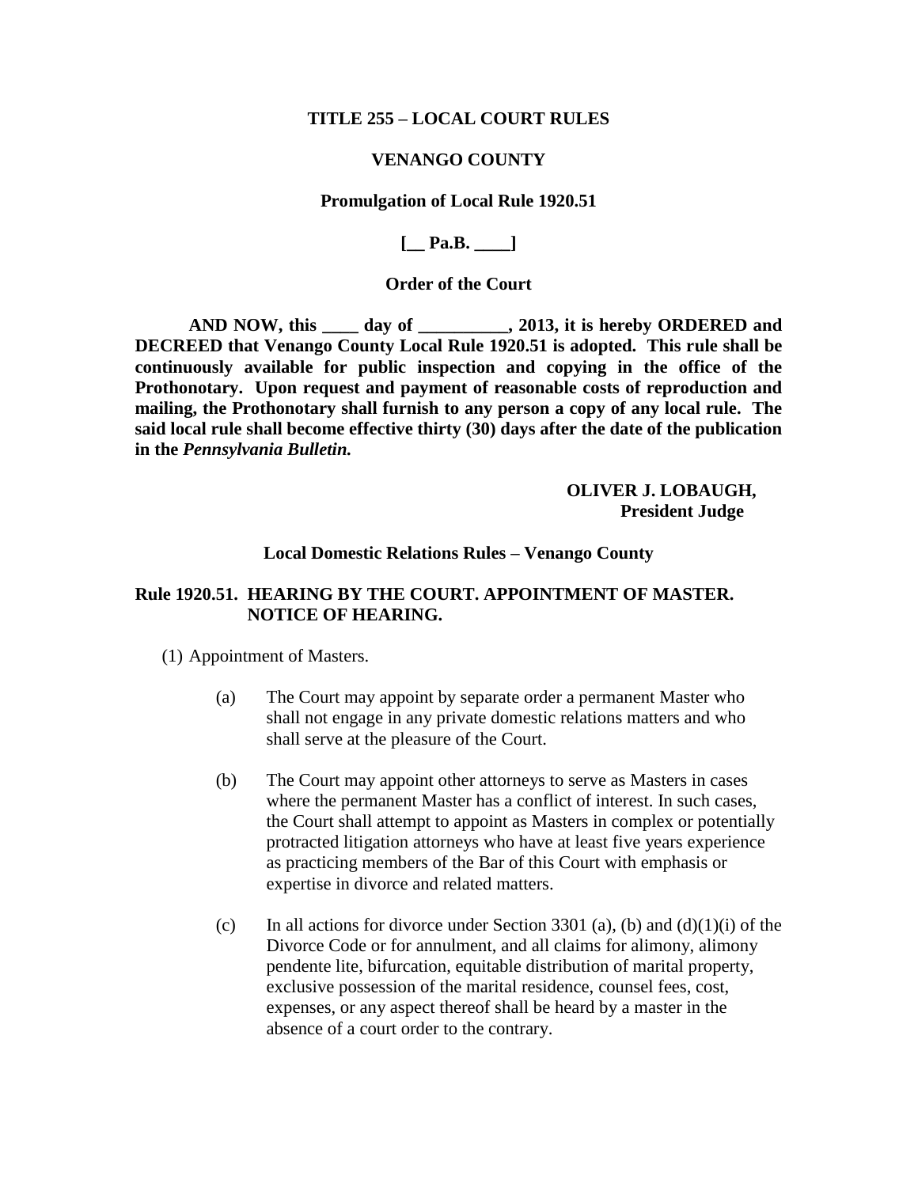**TITLE 255 – LOCAL COURT RULES**

**VENANGO COUNTY**

**Promulgation of Local Rule 1920.51**

**[__ Pa.B. ____]**

**Order of the Court**

**AND NOW, this ____ day of __________, 2013, it is hereby ORDERED and DECREED that Venango County Local Rule 1920.51 is adopted. This rule shall be continuously available for public inspection and copying in the office of the Prothonotary. Upon request and payment of reasonable costs of reproduction and mailing, the Prothonotary shall furnish to any person a copy of any local rule. The said local rule shall become effective thirty (30) days after the date of the publication in the *Pennsylvania Bulletin.***

**OLIVER J. LOBAUGH,**
**President Judge**

**Local Domestic Relations Rules – Venango County**

**Rule 1920.51. HEARING BY THE COURT. APPOINTMENT OF MASTER. NOTICE OF HEARING.**

(1) Appointment of Masters.

(a) The Court may appoint by separate order a permanent Master who shall not engage in any private domestic relations matters and who shall serve at the pleasure of the Court.

(b) The Court may appoint other attorneys to serve as Masters in cases where the permanent Master has a conflict of interest. In such cases, the Court shall attempt to appoint as Masters in complex or potentially protracted litigation attorneys who have at least five years experience as practicing members of the Bar of this Court with emphasis or expertise in divorce and related matters.

(c) In all actions for divorce under Section 3301 (a), (b) and (d)(1)(i) of the Divorce Code or for annulment, and all claims for alimony, alimony pendente lite, bifurcation, equitable distribution of marital property, exclusive possession of the marital residence, counsel fees, cost, expenses, or any aspect thereof shall be heard by a master in the absence of a court order to the contrary.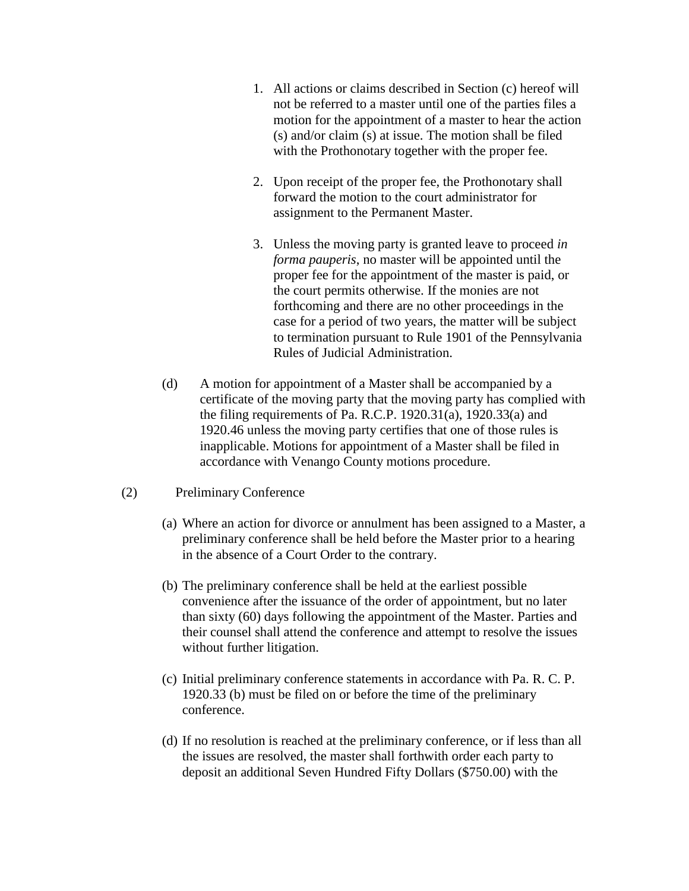1. All actions or claims described in Section (c) hereof will not be referred to a master until one of the parties files a motion for the appointment of a master to hear the action (s) and/or claim (s) at issue. The motion shall be filed with the Prothonotary together with the proper fee.

2. Upon receipt of the proper fee, the Prothonotary shall forward the motion to the court administrator for assignment to the Permanent Master.

3. Unless the moving party is granted leave to proceed *in forma pauperis*, no master will be appointed until the proper fee for the appointment of the master is paid, or the court permits otherwise. If the monies are not forthcoming and there are no other proceedings in the case for a period of two years, the matter will be subject to termination pursuant to Rule 1901 of the Pennsylvania Rules of Judicial Administration.

(d) A motion for appointment of a Master shall be accompanied by a certificate of the moving party that the moving party has complied with the filing requirements of Pa. R.C.P. 1920.31(a), 1920.33(a) and 1920.46 unless the moving party certifies that one of those rules is inapplicable. Motions for appointment of a Master shall be filed in accordance with Venango County motions procedure.

(2) Preliminary Conference

(a) Where an action for divorce or annulment has been assigned to a Master, a preliminary conference shall be held before the Master prior to a hearing in the absence of a Court Order to the contrary.

(b) The preliminary conference shall be held at the earliest possible convenience after the issuance of the order of appointment, but no later than sixty (60) days following the appointment of the Master. Parties and their counsel shall attend the conference and attempt to resolve the issues without further litigation.

(c) Initial preliminary conference statements in accordance with Pa. R. C. P. 1920.33 (b) must be filed on or before the time of the preliminary conference.

(d) If no resolution is reached at the preliminary conference, or if less than all the issues are resolved, the master shall forthwith order each party to deposit an additional Seven Hundred Fifty Dollars ($750.00) with the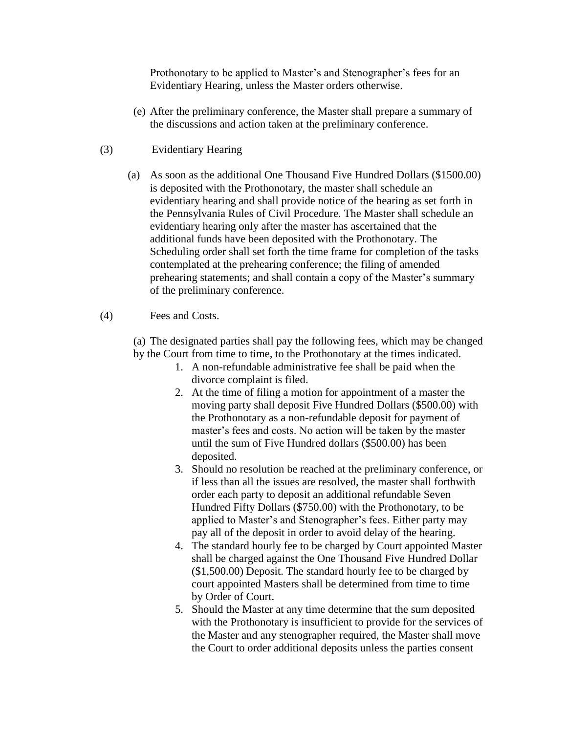Prothonotary to be applied to Master's and Stenographer's fees for an Evidentiary Hearing, unless the Master orders otherwise.

(e) After the preliminary conference, the Master shall prepare a summary of the discussions and action taken at the preliminary conference.

(3) Evidentiary Hearing

(a) As soon as the additional One Thousand Five Hundred Dollars ($1500.00) is deposited with the Prothonotary, the master shall schedule an evidentiary hearing and shall provide notice of the hearing as set forth in the Pennsylvania Rules of Civil Procedure. The Master shall schedule an evidentiary hearing only after the master has ascertained that the additional funds have been deposited with the Prothonotary. The Scheduling order shall set forth the time frame for completion of the tasks contemplated at the prehearing conference; the filing of amended prehearing statements; and shall contain a copy of the Master's summary of the preliminary conference.

(4) Fees and Costs.

(a) The designated parties shall pay the following fees, which may be changed by the Court from time to time, to the Prothonotary at the times indicated.

1. A non-refundable administrative fee shall be paid when the divorce complaint is filed.
2. At the time of filing a motion for appointment of a master the moving party shall deposit Five Hundred Dollars ($500.00) with the Prothonotary as a non-refundable deposit for payment of master's fees and costs. No action will be taken by the master until the sum of Five Hundred dollars ($500.00) has been deposited.
3. Should no resolution be reached at the preliminary conference, or if less than all the issues are resolved, the master shall forthwith order each party to deposit an additional refundable Seven Hundred Fifty Dollars ($750.00) with the Prothonotary, to be applied to Master's and Stenographer's fees. Either party may pay all of the deposit in order to avoid delay of the hearing.
4. The standard hourly fee to be charged by Court appointed Master shall be charged against the One Thousand Five Hundred Dollar ($1,500.00) Deposit. The standard hourly fee to be charged by court appointed Masters shall be determined from time to time by Order of Court.
5. Should the Master at any time determine that the sum deposited with the Prothonotary is insufficient to provide for the services of the Master and any stenographer required, the Master shall move the Court to order additional deposits unless the parties consent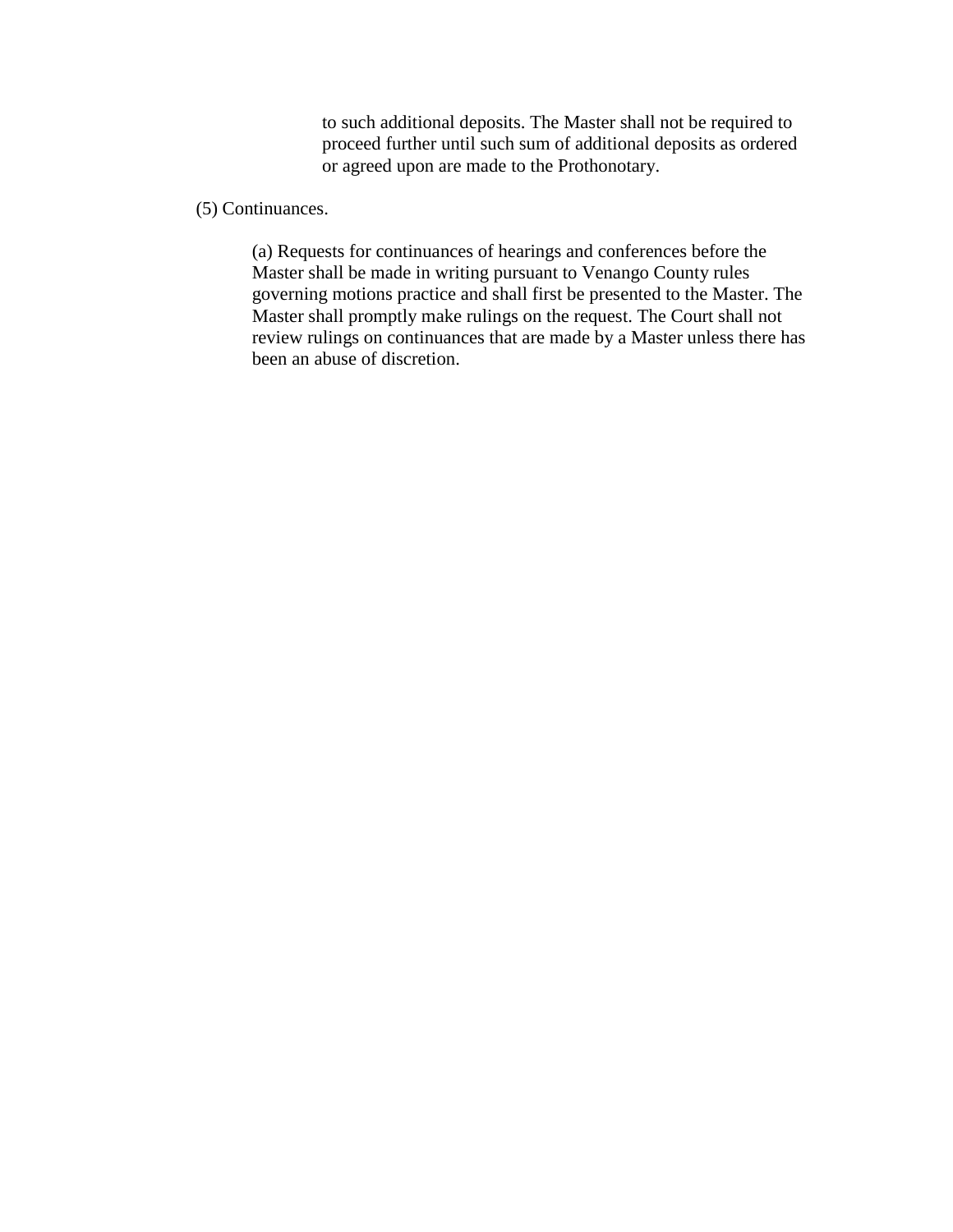to such additional deposits. The Master shall not be required to proceed further until such sum of additional deposits as ordered or agreed upon are made to the Prothonotary.

(5) Continuances.

(a) Requests for continuances of hearings and conferences before the Master shall be made in writing pursuant to Venango County rules governing motions practice and shall first be presented to the Master. The Master shall promptly make rulings on the request. The Court shall not review rulings on continuances that are made by a Master unless there has been an abuse of discretion.